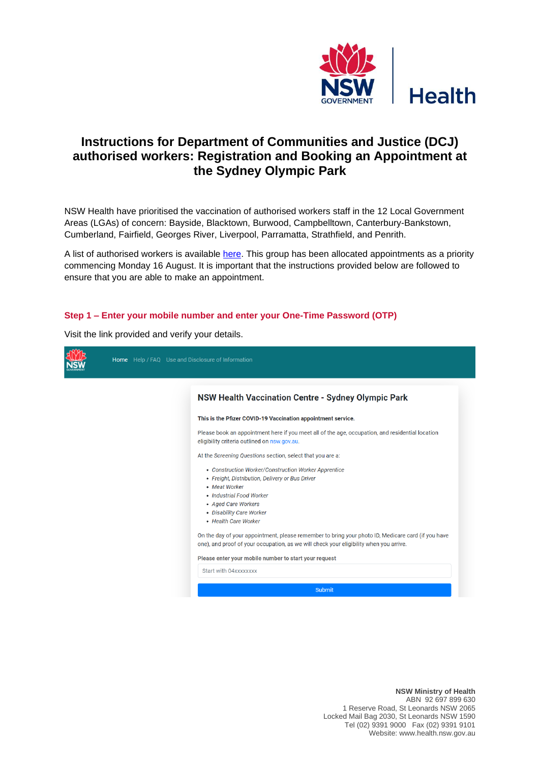# Instructions for Department of Communities and Justice (DCJ) authorised workers: Registration and Booking an Appointment at the Sydney Olympic Park

NSW Health have prioritised the vaccination of authorised workers staff in the 12 Local Government Areas (LGAs) of concern: Bayside, Blacktown, Burwood, Campbelltown, Canterbury-Bankstown, Cumberland, Fairfield, Georges River, Liverpool, Parramatta, Strathfield, and Penrith.

A list of authorised workers is available here. This group has been allocated appointments as a priority commencing Monday 16 August. It is important that the instructions provided below are followed to ensure that you are able to make an appointment.

## Step 1 – Enter your mobile number and enter your One-Time Password (OTP)

Visit the link provided and verify your details.

Home Help / FAQ Use and Disclosure of Information

**NSW Health Vaccination Centre - Sydney Olympic Park**

**This is the Pfizer COVID-19 Vaccination appointment service.**

Please book an appointment here if you meet all of the age, occupation, and residential location eligibility criteria outlined on nsw.gov.au.

At the *Screening Questions* section, select that you are a:

- *Construction Worker/Construction Worker Apprentice*
- *Freight, Distribution, Delivery or Bus Driver*
- *Meat Worker*
- *Industrial Food Worker*
- *Aged Care Workers*
- *Disability Care Worker*
- *Health Care Worker*

On the day of your appointment, please remember to bring your photo ID, Medicare card (if you have one), and proof of your occupation, as we will check your eligibility when you arrive.

**Please enter your mobile number to start your request**

Start with 04xxxxxxxx

Submit

**NSW Ministry of Health**
ABN 92 697 899 630
1 Reserve Road, St Leonards NSW 2065
Locked Mail Bag 2030, St Leonards NSW 1590
Tel (02) 9391 9000 Fax (02) 9391 9101
Website: www.health.nsw.gov.au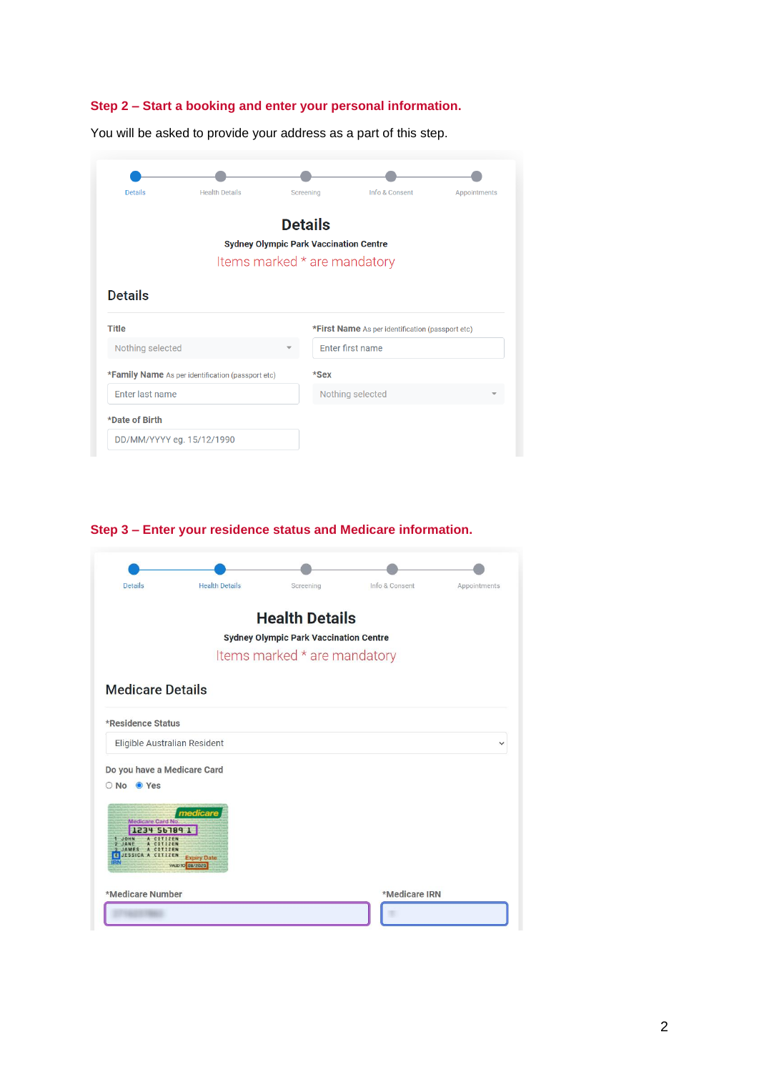## Step 2 – Start a booking and enter your personal information.

You will be asked to provide your address as a part of this step.

Details | Health Details | Screening | Info & Consent | Appointments

# Details

**Sydney Olympic Park Vaccination Centre**

Items marked * are mandatory

### Details

Title
Nothing selected

*First Name As per identification (passport etc)
Enter first name

*Family Name As per identification (passport etc)
Enter last name

*Sex
Nothing selected

*Date of Birth
DD/MM/YYYY eg. 15/12/1990

## Step 3 – Enter your residence status and Medicare information.

Details | Health Details | Screening | Info & Consent | Appointments

# Health Details

**Sydney Olympic Park Vaccination Centre**

Items marked * are mandatory

### Medicare Details

*Residence Status
Eligible Australian Resident

Do you have a Medicare Card
No / Yes

medicare
Medicare Card No.
1234 56789 1
1 JOHN A CITIZEN
2 JANE A CITIZEN
3 JAMES A CITIZEN
4 JESSICA A CITIZEN
IRN
Expiry Date
VALID TO 08/2020

*Medicare Number

*Medicare IRN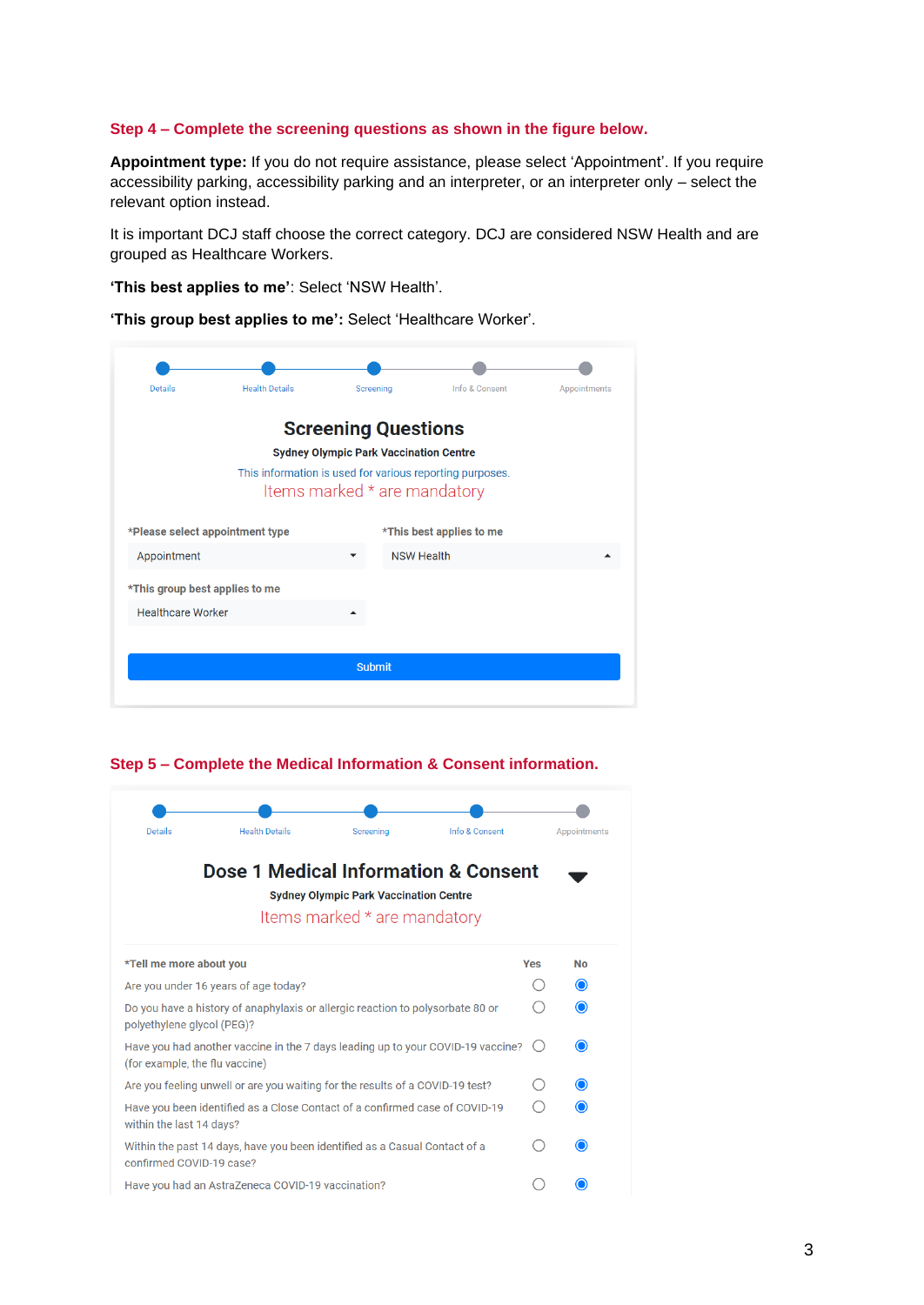### Step 4 – Complete the screening questions as shown in the figure below.

**Appointment type:** If you do not require assistance, please select ‘Appointment’. If you require accessibility parking, accessibility parking and an interpreter, or an interpreter only – select the relevant option instead.

It is important DCJ staff choose the correct category. DCJ are considered NSW Health and are grouped as Healthcare Workers.

**‘This best applies to me’**: Select ‘NSW Health’.

**‘This group best applies to me’:** Select ‘Healthcare Worker’.

Details — Health Details — Screening — Info & Consent — Appointments

**Screening Questions**

**Sydney Olympic Park Vaccination Centre**

This information is used for various reporting purposes.

Items marked * are mandatory

*Please select appointment type: Appointment

*This best applies to me: NSW Health

*This group best applies to me: Healthcare Worker

Submit

### Step 5 – Complete the Medical Information & Consent information.

Details — Health Details — Screening — Info & Consent — Appointments

**Dose 1 Medical Information & Consent**

**Sydney Olympic Park Vaccination Centre**

Items marked * are mandatory

| *Tell me more about you | Yes | No |
|---|---|---|
| Are you under 16 years of age today? | ○ | ● |
| Do you have a history of anaphylaxis or allergic reaction to polysorbate 80 or polyethylene glycol (PEG)? | ○ | ● |
| Have you had another vaccine in the 7 days leading up to your COVID-19 vaccine? (for example, the flu vaccine) | ○ | ● |
| Are you feeling unwell or are you waiting for the results of a COVID-19 test? | ○ | ● |
| Have you been identified as a Close Contact of a confirmed case of COVID-19 within the last 14 days? | ○ | ● |
| Within the past 14 days, have you been identified as a Casual Contact of a confirmed COVID-19 case? | ○ | ● |
| Have you had an AstraZeneca COVID-19 vaccination? | ○ | ● |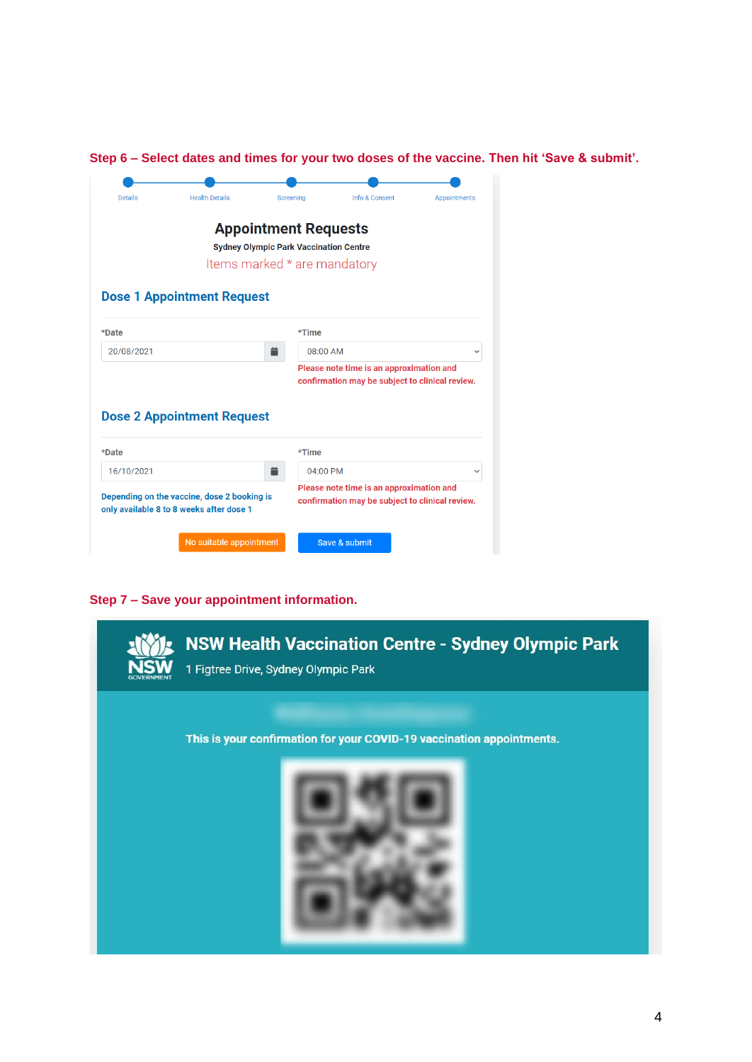**Step 6 – Select dates and times for your two doses of the vaccine. Then hit 'Save & submit'.**

Details — Health Details — Screening — Info & Consent — Appointments

## Appointment Requests

**Sydney Olympic Park Vaccination Centre**

Items marked * are mandatory

### Dose 1 Appointment Request

*Date: 20/08/2021

*Time: 08:00 AM

Please note time is an approximation and confirmation may be subject to clinical review.

### Dose 2 Appointment Request

*Date: 16/10/2021

Depending on the vaccine, dose 2 booking is only available 8 to 8 weeks after dose 1

*Time: 04:00 PM

Please note time is an approximation and confirmation may be subject to clinical review.

No suitable appointment | Save & submit

**Step 7 – Save your appointment information.**

## NSW Health Vaccination Centre - Sydney Olympic Park

NSW GOVERNMENT

1 Figtree Drive, Sydney Olympic Park

This is your confirmation for your COVID-19 vaccination appointments.